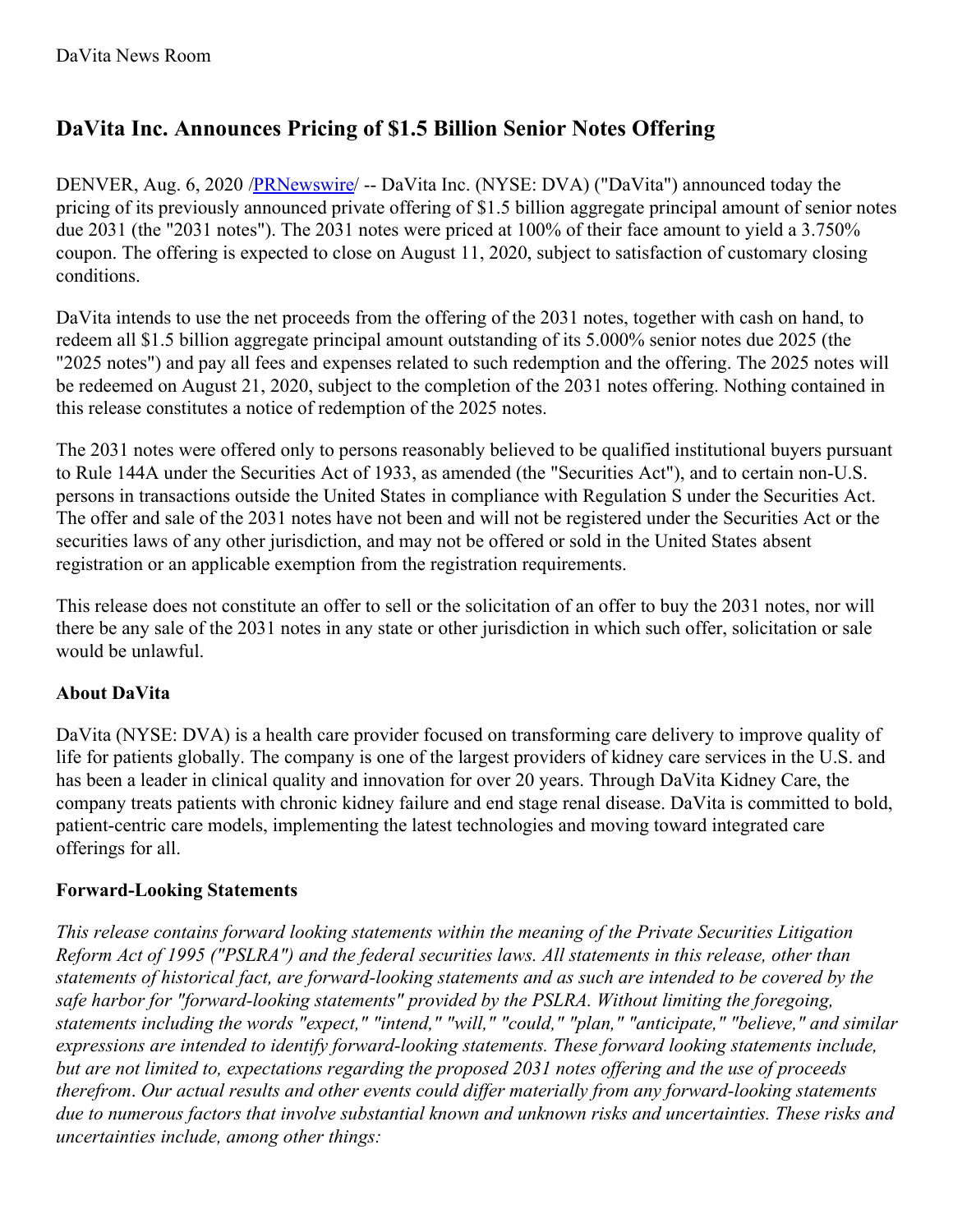DaVita News Room

# DaVita Inc. Announces Pricing of $1.5 Billion Senior Notes Offering

DENVER, Aug. 6, 2020 /[PRNewswire](PRNewswire)/ -- DaVita Inc. (NYSE: DVA) ("DaVita") announced today the pricing of its previously announced private offering of $1.5 billion aggregate principal amount of senior notes due 2031 (the "2031 notes"). The 2031 notes were priced at 100% of their face amount to yield a 3.750% coupon. The offering is expected to close on August 11, 2020, subject to satisfaction of customary closing conditions.

DaVita intends to use the net proceeds from the offering of the 2031 notes, together with cash on hand, to redeem all $1.5 billion aggregate principal amount outstanding of its 5.000% senior notes due 2025 (the "2025 notes") and pay all fees and expenses related to such redemption and the offering. The 2025 notes will be redeemed on August 21, 2020, subject to the completion of the 2031 notes offering. Nothing contained in this release constitutes a notice of redemption of the 2025 notes.

The 2031 notes were offered only to persons reasonably believed to be qualified institutional buyers pursuant to Rule 144A under the Securities Act of 1933, as amended (the "Securities Act"), and to certain non-U.S. persons in transactions outside the United States in compliance with Regulation S under the Securities Act. The offer and sale of the 2031 notes have not been and will not be registered under the Securities Act or the securities laws of any other jurisdiction, and may not be offered or sold in the United States absent registration or an applicable exemption from the registration requirements.

This release does not constitute an offer to sell or the solicitation of an offer to buy the 2031 notes, nor will there be any sale of the 2031 notes in any state or other jurisdiction in which such offer, solicitation or sale would be unlawful.

### About DaVita

DaVita (NYSE: DVA) is a health care provider focused on transforming care delivery to improve quality of life for patients globally. The company is one of the largest providers of kidney care services in the U.S. and has been a leader in clinical quality and innovation for over 20 years. Through DaVita Kidney Care, the company treats patients with chronic kidney failure and end stage renal disease. DaVita is committed to bold, patient-centric care models, implementing the latest technologies and moving toward integrated care offerings for all.

### Forward-Looking Statements

*This release contains forward looking statements within the meaning of the Private Securities Litigation Reform Act of 1995 ("PSLRA") and the federal securities laws. All statements in this release, other than statements of historical fact, are forward-looking statements and as such are intended to be covered by the safe harbor for "forward-looking statements" provided by the PSLRA. Without limiting the foregoing, statements including the words "expect," "intend," "will," "could," "plan," "anticipate," "believe," and similar expressions are intended to identify forward-looking statements. These forward looking statements include, but are not limited to, expectations regarding the proposed 2031 notes offering and the use of proceeds therefrom. Our actual results and other events could differ materially from any forward-looking statements due to numerous factors that involve substantial known and unknown risks and uncertainties. These risks and uncertainties include, among other things:*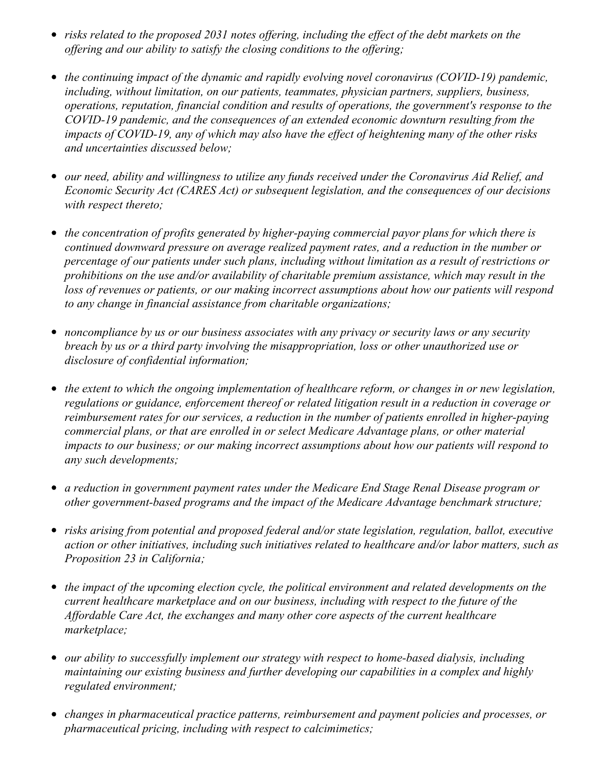- *risks related to the proposed 2031 notes offering, including the effect of the debt markets on the offering and our ability to satisfy the closing conditions to the offering;*

- *the continuing impact of the dynamic and rapidly evolving novel coronavirus (COVID-19) pandemic, including, without limitation, on our patients, teammates, physician partners, suppliers, business, operations, reputation, financial condition and results of operations, the government's response to the COVID-19 pandemic, and the consequences of an extended economic downturn resulting from the impacts of COVID-19, any of which may also have the effect of heightening many of the other risks and uncertainties discussed below;*

- *our need, ability and willingness to utilize any funds received under the Coronavirus Aid Relief, and Economic Security Act (CARES Act) or subsequent legislation, and the consequences of our decisions with respect thereto;*

- *the concentration of profits generated by higher-paying commercial payor plans for which there is continued downward pressure on average realized payment rates, and a reduction in the number or percentage of our patients under such plans, including without limitation as a result of restrictions or prohibitions on the use and/or availability of charitable premium assistance, which may result in the loss of revenues or patients, or our making incorrect assumptions about how our patients will respond to any change in financial assistance from charitable organizations;*

- *noncompliance by us or our business associates with any privacy or security laws or any security breach by us or a third party involving the misappropriation, loss or other unauthorized use or disclosure of confidential information;*

- *the extent to which the ongoing implementation of healthcare reform, or changes in or new legislation, regulations or guidance, enforcement thereof or related litigation result in a reduction in coverage or reimbursement rates for our services, a reduction in the number of patients enrolled in higher-paying commercial plans, or that are enrolled in or select Medicare Advantage plans, or other material impacts to our business; or our making incorrect assumptions about how our patients will respond to any such developments;*

- *a reduction in government payment rates under the Medicare End Stage Renal Disease program or other government-based programs and the impact of the Medicare Advantage benchmark structure;*

- *risks arising from potential and proposed federal and/or state legislation, regulation, ballot, executive action or other initiatives, including such initiatives related to healthcare and/or labor matters, such as Proposition 23 in California;*

- *the impact of the upcoming election cycle, the political environment and related developments on the current healthcare marketplace and on our business, including with respect to the future of the Affordable Care Act, the exchanges and many other core aspects of the current healthcare marketplace;*

- *our ability to successfully implement our strategy with respect to home-based dialysis, including maintaining our existing business and further developing our capabilities in a complex and highly regulated environment;*

- *changes in pharmaceutical practice patterns, reimbursement and payment policies and processes, or pharmaceutical pricing, including with respect to calcimimetics;*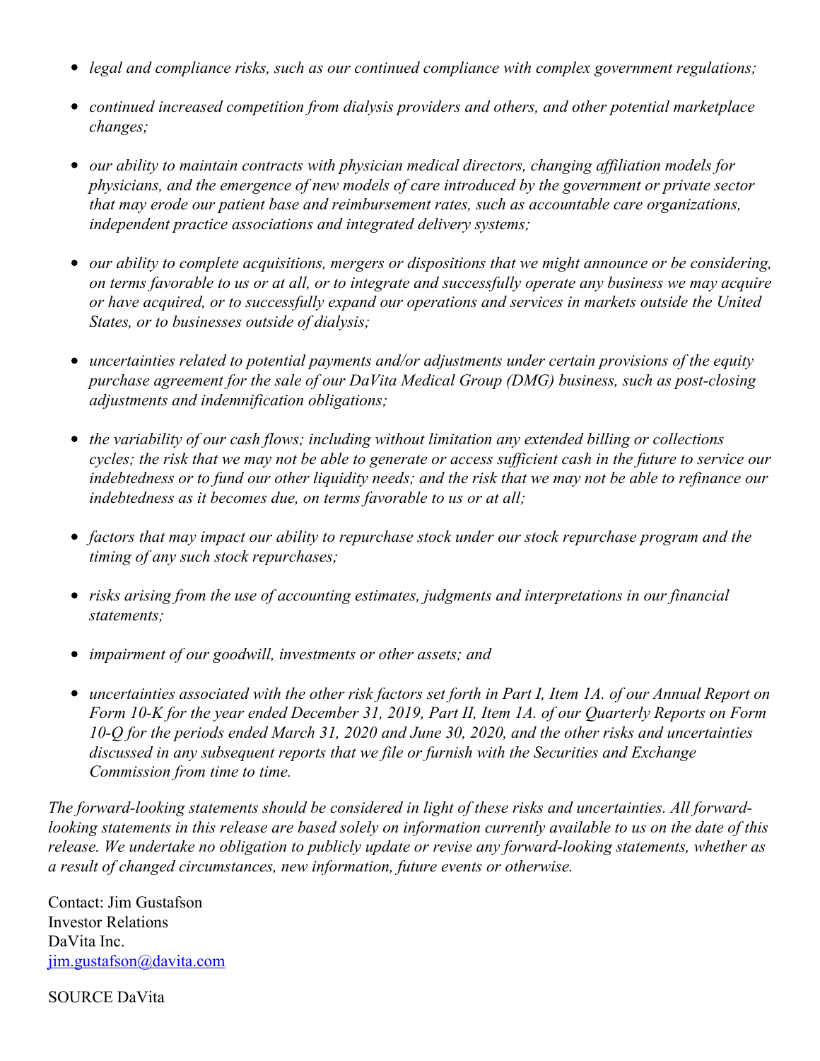- *legal and compliance risks, such as our continued compliance with complex government regulations;*
- *continued increased competition from dialysis providers and others, and other potential marketplace changes;*
- *our ability to maintain contracts with physician medical directors, changing affiliation models for physicians, and the emergence of new models of care introduced by the government or private sector that may erode our patient base and reimbursement rates, such as accountable care organizations, independent practice associations and integrated delivery systems;*
- *our ability to complete acquisitions, mergers or dispositions that we might announce or be considering, on terms favorable to us or at all, or to integrate and successfully operate any business we may acquire or have acquired, or to successfully expand our operations and services in markets outside the United States, or to businesses outside of dialysis;*
- *uncertainties related to potential payments and/or adjustments under certain provisions of the equity purchase agreement for the sale of our DaVita Medical Group (DMG) business, such as post-closing adjustments and indemnification obligations;*
- *the variability of our cash flows; including without limitation any extended billing or collections cycles; the risk that we may not be able to generate or access sufficient cash in the future to service our indebtedness or to fund our other liquidity needs; and the risk that we may not be able to refinance our indebtedness as it becomes due, on terms favorable to us or at all;*
- *factors that may impact our ability to repurchase stock under our stock repurchase program and the timing of any such stock repurchases;*
- *risks arising from the use of accounting estimates, judgments and interpretations in our financial statements;*
- *impairment of our goodwill, investments or other assets; and*
- *uncertainties associated with the other risk factors set forth in Part I, Item 1A. of our Annual Report on Form 10-K for the year ended December 31, 2019, Part II, Item 1A. of our Quarterly Reports on Form 10-Q for the periods ended March 31, 2020 and June 30, 2020, and the other risks and uncertainties discussed in any subsequent reports that we file or furnish with the Securities and Exchange Commission from time to time.*

*The forward-looking statements should be considered in light of these risks and uncertainties. All forward-looking statements in this release are based solely on information currently available to us on the date of this release. We undertake no obligation to publicly update or revise any forward-looking statements, whether as a result of changed circumstances, new information, future events or otherwise.*

Contact: Jim Gustafson
Investor Relations
DaVita Inc.
jim.gustafson@davita.com

SOURCE DaVita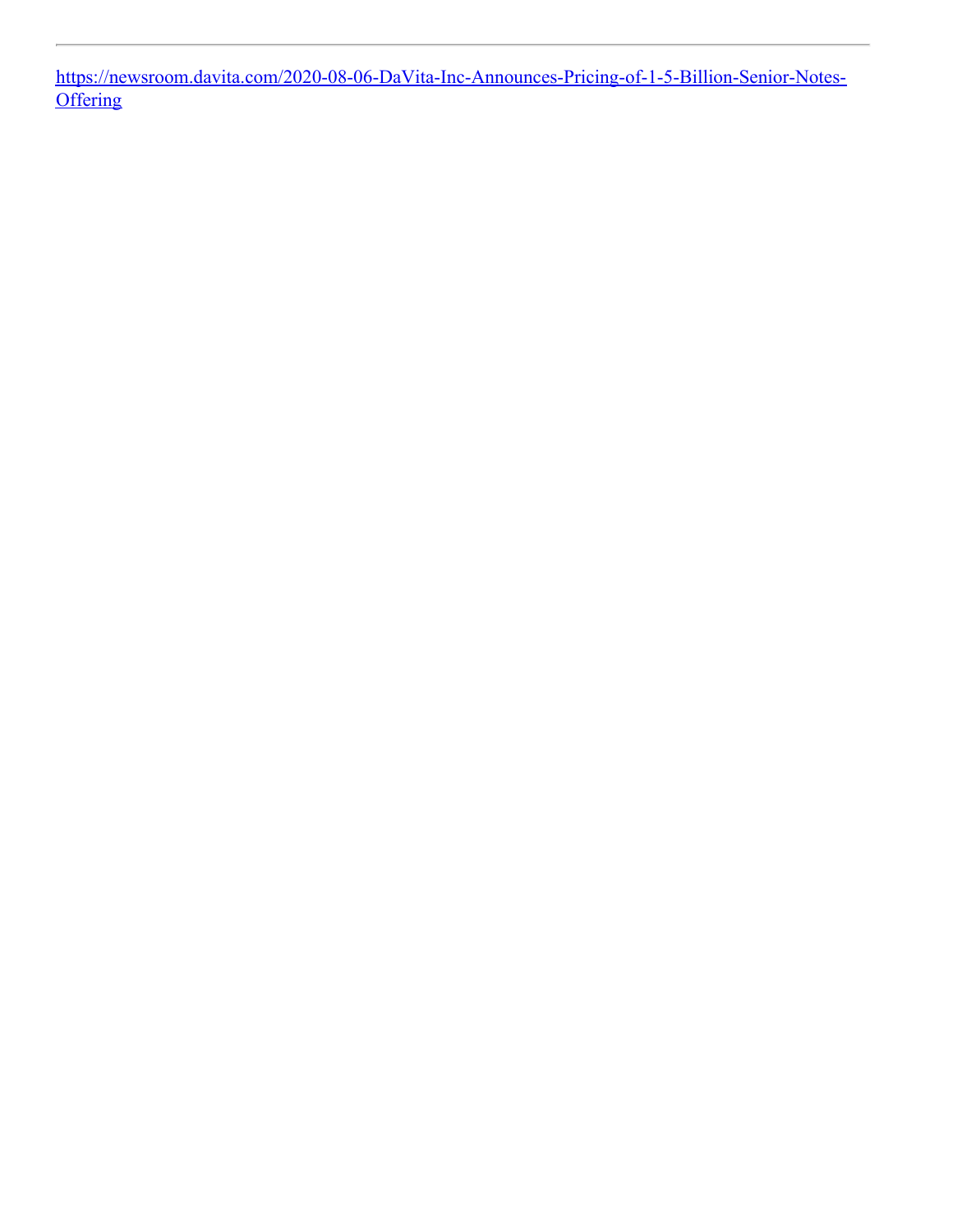---

[https://newsroom.davita.com/2020-08-06-DaVita-Inc-Announces-Pricing-of-1-5-Billion-Senior-Notes-Offering](https://newsroom.davita.com/2020-08-06-DaVita-Inc-Announces-Pricing-of-1-5-Billion-Senior-Notes-Offering)